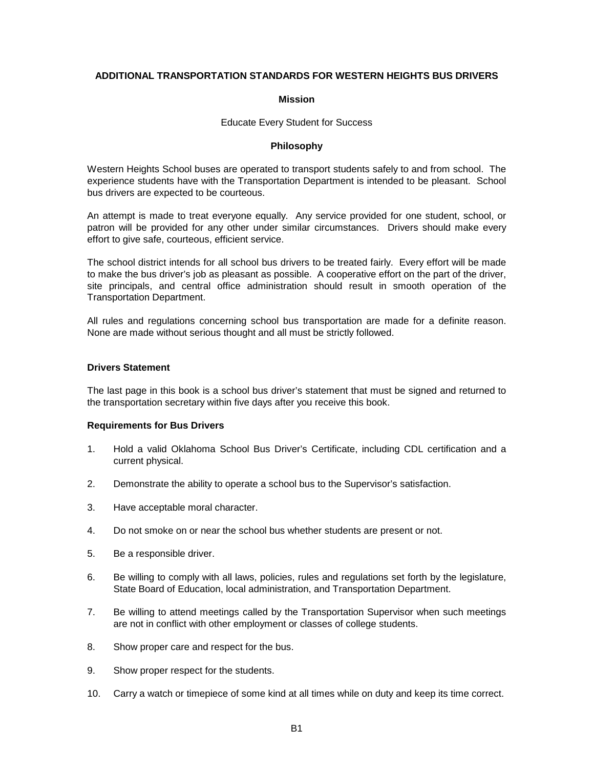# ADDITIONAL TRANSPORTATION STANDARDS FOR WESTERN HEIGHTS BUS DRIVERS

## Mission

Educate Every Student for Success

## Philosophy

Western Heights School buses are operated to transport students safely to and from school. The experience students have with the Transportation Department is intended to be pleasant. School bus drivers are expected to be courteous.

An attempt is made to treat everyone equally. Any service provided for one student, school, or patron will be provided for any other under similar circumstances. Drivers should make every effort to give safe, courteous, efficient service.

The school district intends for all school bus drivers to be treated fairly. Every effort will be made to make the bus driver's job as pleasant as possible. A cooperative effort on the part of the driver, site principals, and central office administration should result in smooth operation of the Transportation Department.

All rules and regulations concerning school bus transportation are made for a definite reason. None are made without serious thought and all must be strictly followed.

### Drivers Statement

The last page in this book is a school bus driver's statement that must be signed and returned to the transportation secretary within five days after you receive this book.

### Requirements for Bus Drivers

1. Hold a valid Oklahoma School Bus Driver's Certificate, including CDL certification and a current physical.
2. Demonstrate the ability to operate a school bus to the Supervisor's satisfaction.
3. Have acceptable moral character.
4. Do not smoke on or near the school bus whether students are present or not.
5. Be a responsible driver.
6. Be willing to comply with all laws, policies, rules and regulations set forth by the legislature, State Board of Education, local administration, and Transportation Department.
7. Be willing to attend meetings called by the Transportation Supervisor when such meetings are not in conflict with other employment or classes of college students.
8. Show proper care and respect for the bus.
9. Show proper respect for the students.
10. Carry a watch or timepiece of some kind at all times while on duty and keep its time correct.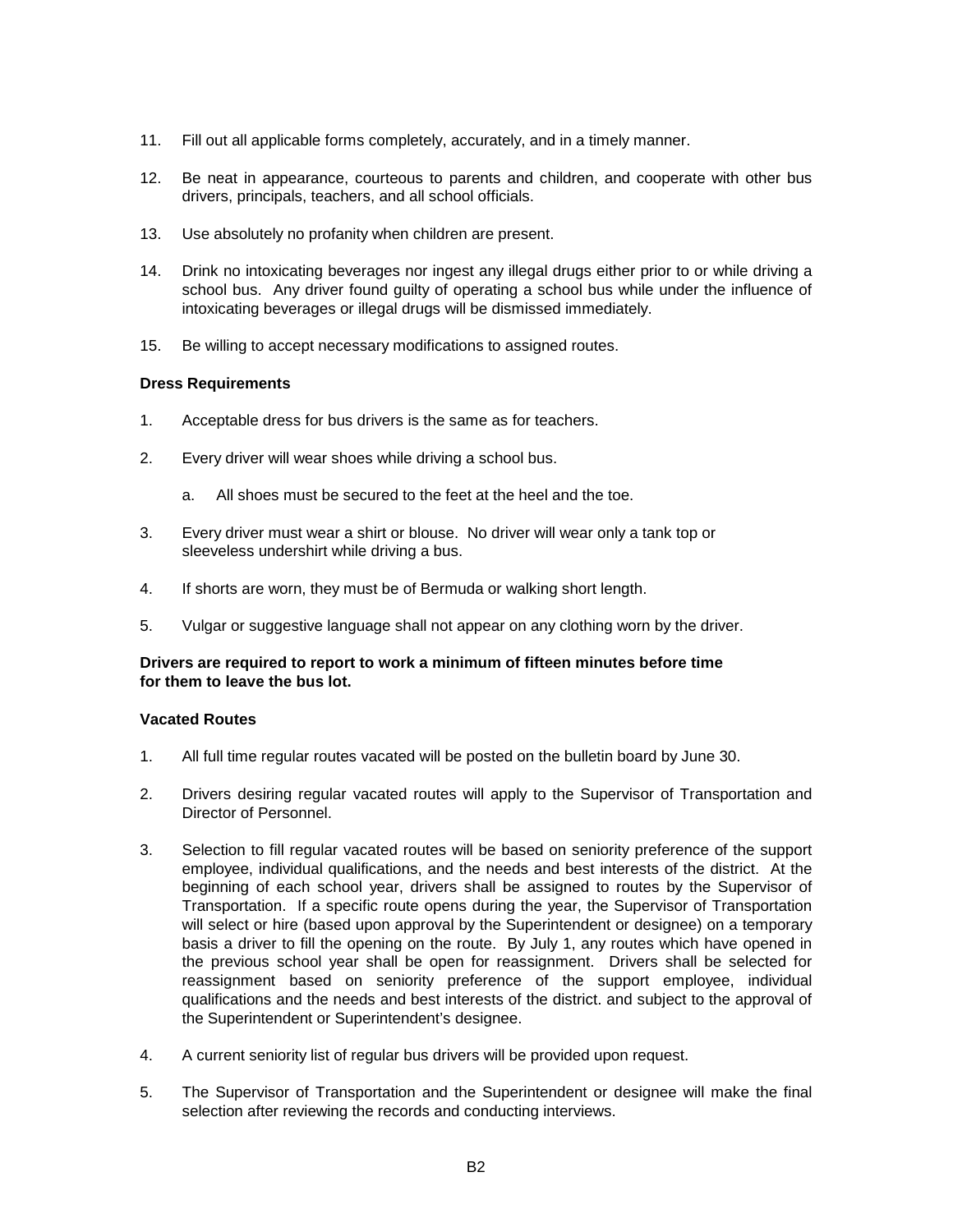11. Fill out all applicable forms completely, accurately, and in a timely manner.

12. Be neat in appearance, courteous to parents and children, and cooperate with other bus drivers, principals, teachers, and all school officials.

13. Use absolutely no profanity when children are present.

14. Drink no intoxicating beverages nor ingest any illegal drugs either prior to or while driving a school bus. Any driver found guilty of operating a school bus while under the influence of intoxicating beverages or illegal drugs will be dismissed immediately.

15. Be willing to accept necessary modifications to assigned routes.

**Dress Requirements**

1. Acceptable dress for bus drivers is the same as for teachers.

2. Every driver will wear shoes while driving a school bus.

    a. All shoes must be secured to the feet at the heel and the toe.

3. Every driver must wear a shirt or blouse. No driver will wear only a tank top or sleeveless undershirt while driving a bus.

4. If shorts are worn, they must be of Bermuda or walking short length.

5. Vulgar or suggestive language shall not appear on any clothing worn by the driver.

**Drivers are required to report to work a minimum of fifteen minutes before time for them to leave the bus lot.**

**Vacated Routes**

1. All full time regular routes vacated will be posted on the bulletin board by June 30.

2. Drivers desiring regular vacated routes will apply to the Supervisor of Transportation and Director of Personnel.

3. Selection to fill regular vacated routes will be based on seniority preference of the support employee, individual qualifications, and the needs and best interests of the district. At the beginning of each school year, drivers shall be assigned to routes by the Supervisor of Transportation. If a specific route opens during the year, the Supervisor of Transportation will select or hire (based upon approval by the Superintendent or designee) on a temporary basis a driver to fill the opening on the route. By July 1, any routes which have opened in the previous school year shall be open for reassignment. Drivers shall be selected for reassignment based on seniority preference of the support employee, individual qualifications and the needs and best interests of the district. and subject to the approval of the Superintendent or Superintendent's designee.

4. A current seniority list of regular bus drivers will be provided upon request.

5. The Supervisor of Transportation and the Superintendent or designee will make the final selection after reviewing the records and conducting interviews.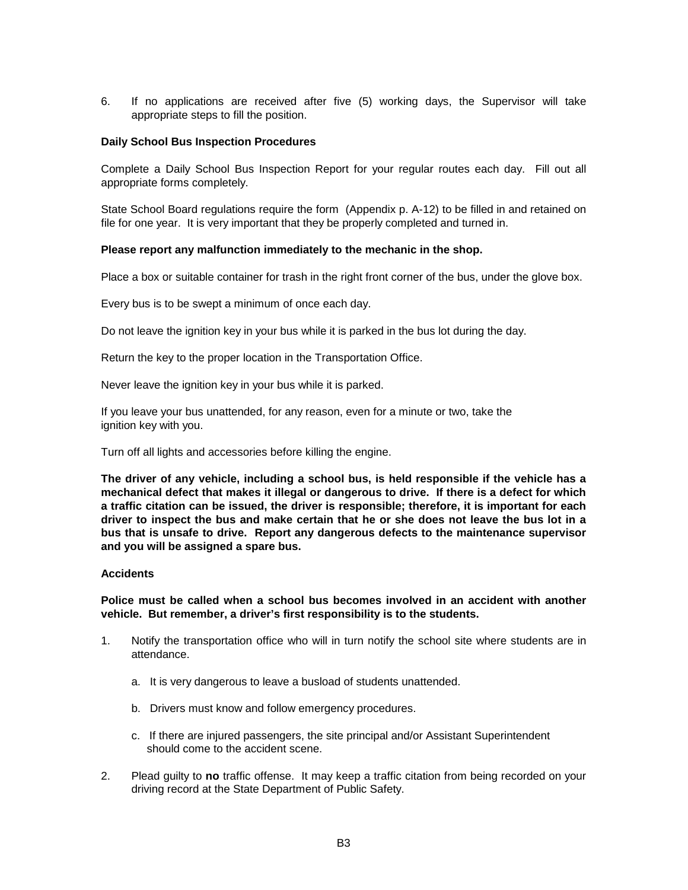6. If no applications are received after five (5) working days, the Supervisor will take appropriate steps to fill the position.

**Daily School Bus Inspection Procedures**

Complete a Daily School Bus Inspection Report for your regular routes each day. Fill out all appropriate forms completely.

State School Board regulations require the form (Appendix p. A-12) to be filled in and retained on file for one year. It is very important that they be properly completed and turned in.

**Please report any malfunction immediately to the mechanic in the shop.**

Place a box or suitable container for trash in the right front corner of the bus, under the glove box.

Every bus is to be swept a minimum of once each day.

Do not leave the ignition key in your bus while it is parked in the bus lot during the day.

Return the key to the proper location in the Transportation Office.

Never leave the ignition key in your bus while it is parked.

If you leave your bus unattended, for any reason, even for a minute or two, take the ignition key with you.

Turn off all lights and accessories before killing the engine.

**The driver of any vehicle, including a school bus, is held responsible if the vehicle has a mechanical defect that makes it illegal or dangerous to drive. If there is a defect for which a traffic citation can be issued, the driver is responsible; therefore, it is important for each driver to inspect the bus and make certain that he or she does not leave the bus lot in a bus that is unsafe to drive. Report any dangerous defects to the maintenance supervisor and you will be assigned a spare bus.**

**Accidents**

**Police must be called when a school bus becomes involved in an accident with another vehicle. But remember, a driver's first responsibility is to the students.**

1. Notify the transportation office who will in turn notify the school site where students are in attendance.

    a. It is very dangerous to leave a busload of students unattended.

    b. Drivers must know and follow emergency procedures.

    c. If there are injured passengers, the site principal and/or Assistant Superintendent should come to the accident scene.

2. Plead guilty to **no** traffic offense. It may keep a traffic citation from being recorded on your driving record at the State Department of Public Safety.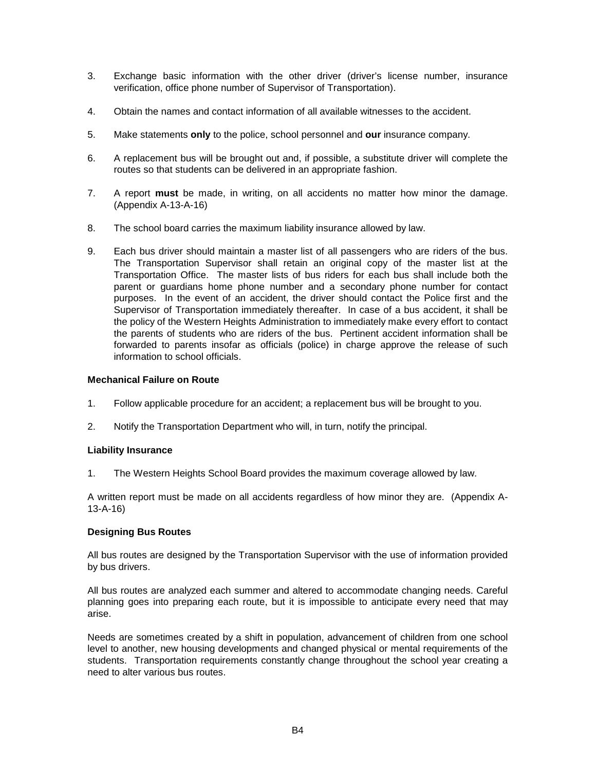3. Exchange basic information with the other driver (driver's license number, insurance verification, office phone number of Supervisor of Transportation).

4. Obtain the names and contact information of all available witnesses to the accident.

5. Make statements **only** to the police, school personnel and **our** insurance company.

6. A replacement bus will be brought out and, if possible, a substitute driver will complete the routes so that students can be delivered in an appropriate fashion.

7. A report **must** be made, in writing, on all accidents no matter how minor the damage. (Appendix A-13-A-16)

8. The school board carries the maximum liability insurance allowed by law.

9. Each bus driver should maintain a master list of all passengers who are riders of the bus. The Transportation Supervisor shall retain an original copy of the master list at the Transportation Office. The master lists of bus riders for each bus shall include both the parent or guardians home phone number and a secondary phone number for contact purposes. In the event of an accident, the driver should contact the Police first and the Supervisor of Transportation immediately thereafter. In case of a bus accident, it shall be the policy of the Western Heights Administration to immediately make every effort to contact the parents of students who are riders of the bus. Pertinent accident information shall be forwarded to parents insofar as officials (police) in charge approve the release of such information to school officials.

**Mechanical Failure on Route**

1. Follow applicable procedure for an accident; a replacement bus will be brought to you.

2. Notify the Transportation Department who will, in turn, notify the principal.

**Liability Insurance**

1. The Western Heights School Board provides the maximum coverage allowed by law.

A written report must be made on all accidents regardless of how minor they are. (Appendix A-13-A-16)

**Designing Bus Routes**

All bus routes are designed by the Transportation Supervisor with the use of information provided by bus drivers.

All bus routes are analyzed each summer and altered to accommodate changing needs. Careful planning goes into preparing each route, but it is impossible to anticipate every need that may arise.

Needs are sometimes created by a shift in population, advancement of children from one school level to another, new housing developments and changed physical or mental requirements of the students. Transportation requirements constantly change throughout the school year creating a need to alter various bus routes.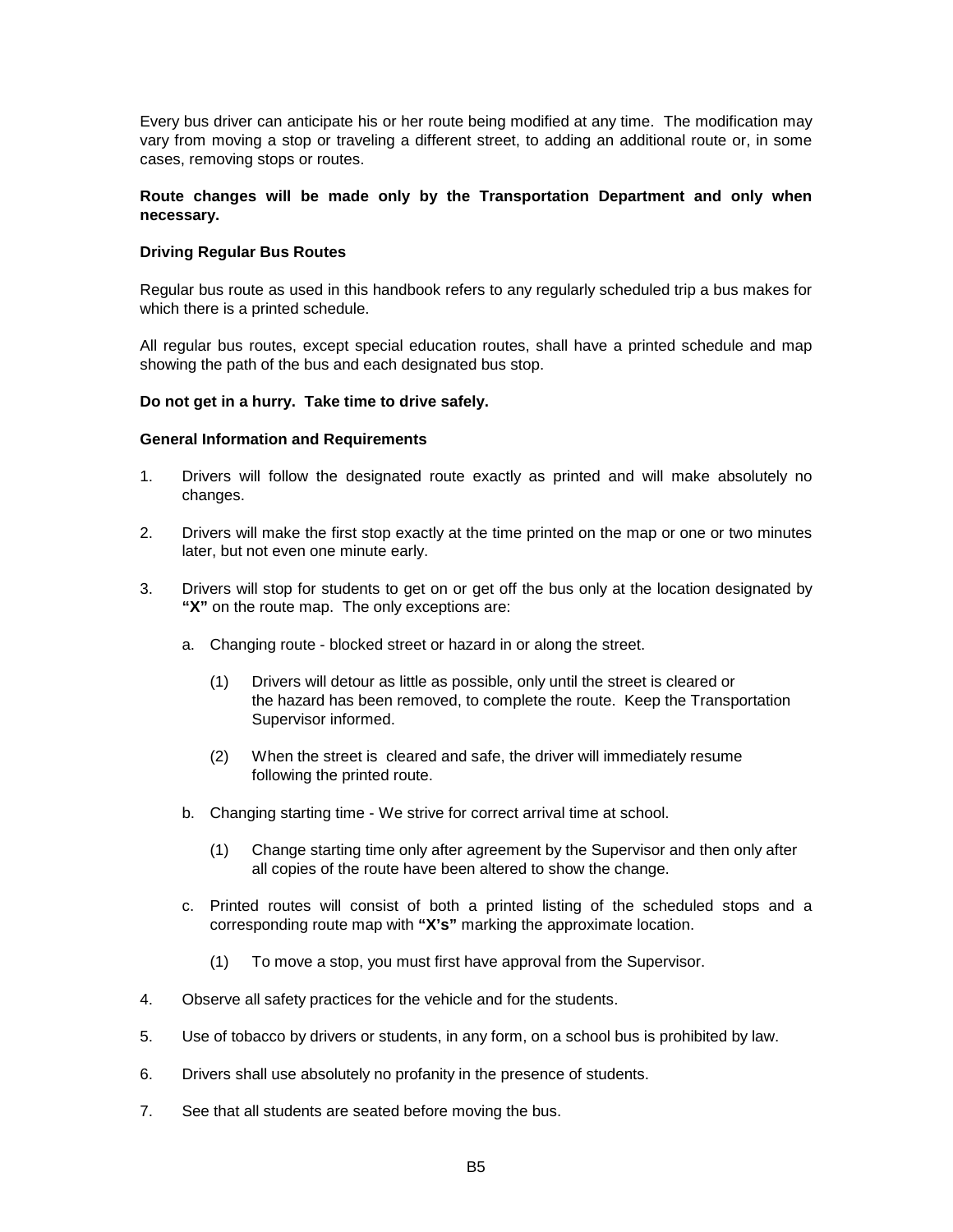Every bus driver can anticipate his or her route being modified at any time. The modification may vary from moving a stop or traveling a different street, to adding an additional route or, in some cases, removing stops or routes.

**Route changes will be made only by the Transportation Department and only when necessary.**

**Driving Regular Bus Routes**

Regular bus route as used in this handbook refers to any regularly scheduled trip a bus makes for which there is a printed schedule.

All regular bus routes, except special education routes, shall have a printed schedule and map showing the path of the bus and each designated bus stop.

**Do not get in a hurry. Take time to drive safely.**

**General Information and Requirements**

1. Drivers will follow the designated route exactly as printed and will make absolutely no changes.

2. Drivers will make the first stop exactly at the time printed on the map or one or two minutes later, but not even one minute early.

3. Drivers will stop for students to get on or get off the bus only at the location designated by **"X"** on the route map. The only exceptions are:

   a. Changing route - blocked street or hazard in or along the street.

      (1) Drivers will detour as little as possible, only until the street is cleared or the hazard has been removed, to complete the route. Keep the Transportation Supervisor informed.

      (2) When the street is cleared and safe, the driver will immediately resume following the printed route.

   b. Changing starting time - We strive for correct arrival time at school.

      (1) Change starting time only after agreement by the Supervisor and then only after all copies of the route have been altered to show the change.

   c. Printed routes will consist of both a printed listing of the scheduled stops and a corresponding route map with **"X's"** marking the approximate location.

      (1) To move a stop, you must first have approval from the Supervisor.

4. Observe all safety practices for the vehicle and for the students.

5. Use of tobacco by drivers or students, in any form, on a school bus is prohibited by law.

6. Drivers shall use absolutely no profanity in the presence of students.

7. See that all students are seated before moving the bus.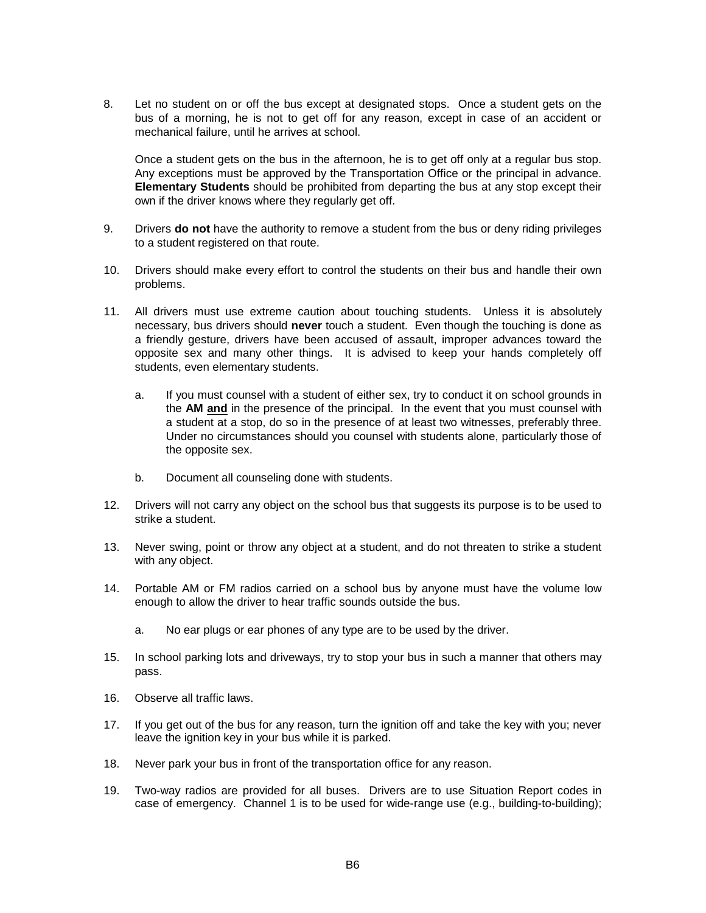8. Let no student on or off the bus except at designated stops. Once a student gets on the bus of a morning, he is not to get off for any reason, except in case of an accident or mechanical failure, until he arrives at school.

   Once a student gets on the bus in the afternoon, he is to get off only at a regular bus stop. Any exceptions must be approved by the Transportation Office or the principal in advance. **Elementary Students** should be prohibited from departing the bus at any stop except their own if the driver knows where they regularly get off.

9. Drivers **do not** have the authority to remove a student from the bus or deny riding privileges to a student registered on that route.

10. Drivers should make every effort to control the students on their bus and handle their own problems.

11. All drivers must use extreme caution about touching students. Unless it is absolutely necessary, bus drivers should **never** touch a student. Even though the touching is done as a friendly gesture, drivers have been accused of assault, improper advances toward the opposite sex and many other things. It is advised to keep your hands completely off students, even elementary students.

    a. If you must counsel with a student of either sex, try to conduct it on school grounds in the **AM <u>and</u>** in the presence of the principal. In the event that you must counsel with a student at a stop, do so in the presence of at least two witnesses, preferably three. Under no circumstances should you counsel with students alone, particularly those of the opposite sex.

    b. Document all counseling done with students.

12. Drivers will not carry any object on the school bus that suggests its purpose is to be used to strike a student.

13. Never swing, point or throw any object at a student, and do not threaten to strike a student with any object.

14. Portable AM or FM radios carried on a school bus by anyone must have the volume low enough to allow the driver to hear traffic sounds outside the bus.

    a. No ear plugs or ear phones of any type are to be used by the driver.

15. In school parking lots and driveways, try to stop your bus in such a manner that others may pass.

16. Observe all traffic laws.

17. If you get out of the bus for any reason, turn the ignition off and take the key with you; never leave the ignition key in your bus while it is parked.

18. Never park your bus in front of the transportation office for any reason.

19. Two-way radios are provided for all buses. Drivers are to use Situation Report codes in case of emergency. Channel 1 is to be used for wide-range use (e.g., building-to-building);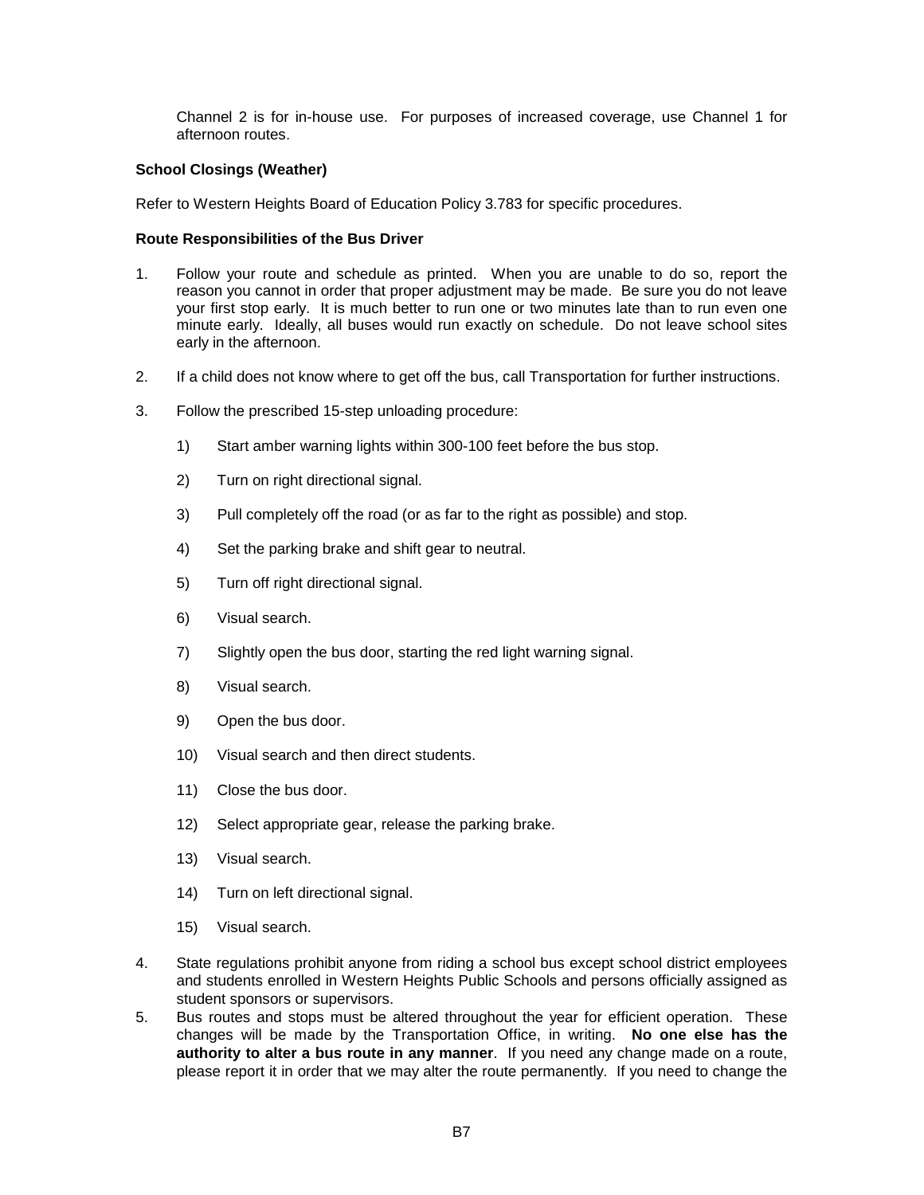Channel 2 is for in-house use. For purposes of increased coverage, use Channel 1 for afternoon routes.

**School Closings (Weather)**

Refer to Western Heights Board of Education Policy 3.783 for specific procedures.

**Route Responsibilities of the Bus Driver**

1. Follow your route and schedule as printed. When you are unable to do so, report the reason you cannot in order that proper adjustment may be made. Be sure you do not leave your first stop early. It is much better to run one or two minutes late than to run even one minute early. Ideally, all buses would run exactly on schedule. Do not leave school sites early in the afternoon.

2. If a child does not know where to get off the bus, call Transportation for further instructions.

3. Follow the prescribed 15-step unloading procedure:

   1) Start amber warning lights within 300-100 feet before the bus stop.

   2) Turn on right directional signal.

   3) Pull completely off the road (or as far to the right as possible) and stop.

   4) Set the parking brake and shift gear to neutral.

   5) Turn off right directional signal.

   6) Visual search.

   7) Slightly open the bus door, starting the red light warning signal.

   8) Visual search.

   9) Open the bus door.

   10) Visual search and then direct students.

   11) Close the bus door.

   12) Select appropriate gear, release the parking brake.

   13) Visual search.

   14) Turn on left directional signal.

   15) Visual search.

4. State regulations prohibit anyone from riding a school bus except school district employees and students enrolled in Western Heights Public Schools and persons officially assigned as student sponsors or supervisors.

5. Bus routes and stops must be altered throughout the year for efficient operation. These changes will be made by the Transportation Office, in writing. **No one else has the authority to alter a bus route in any manner**. If you need any change made on a route, please report it in order that we may alter the route permanently. If you need to change the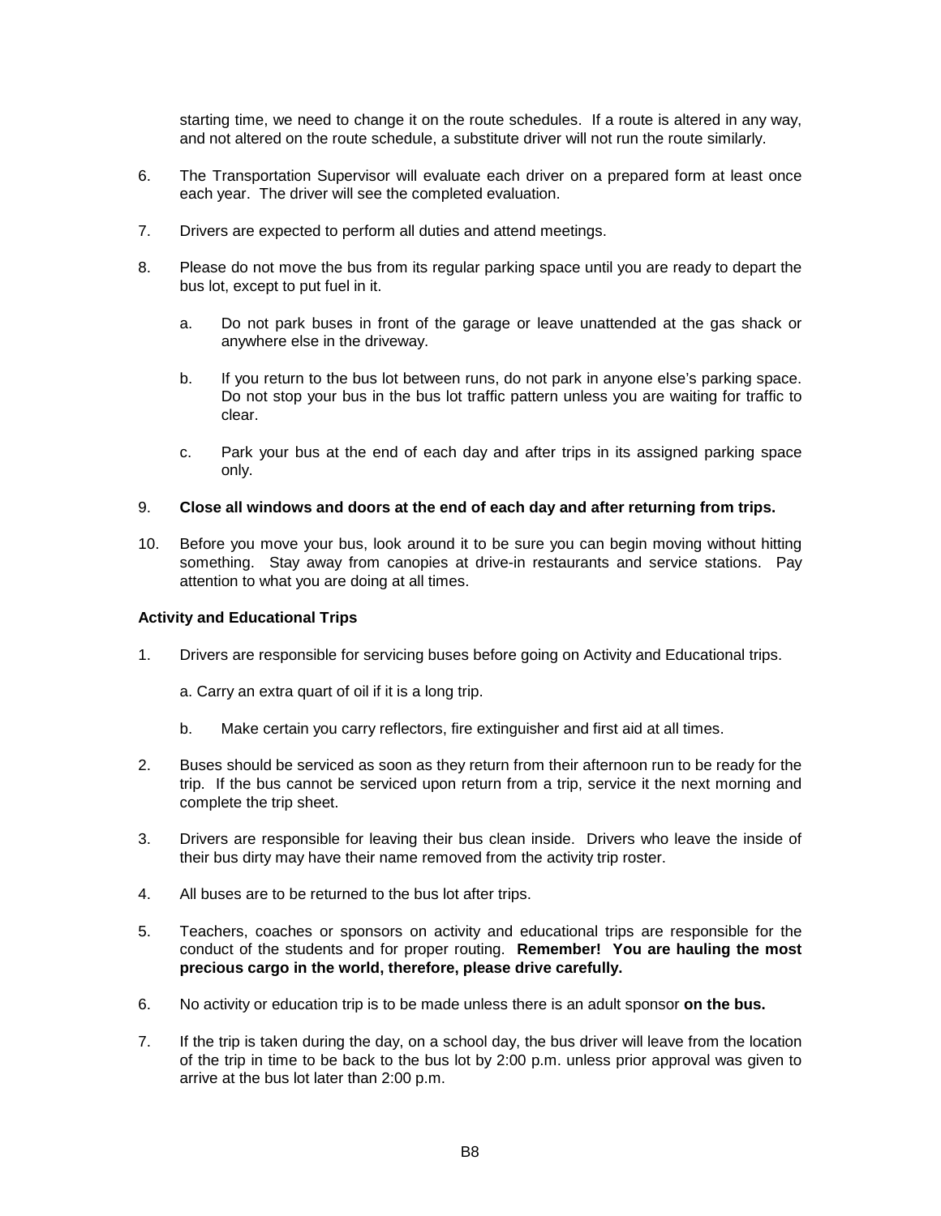starting time, we need to change it on the route schedules. If a route is altered in any way, and not altered on the route schedule, a substitute driver will not run the route similarly.

6. The Transportation Supervisor will evaluate each driver on a prepared form at least once each year. The driver will see the completed evaluation.

7. Drivers are expected to perform all duties and attend meetings.

8. Please do not move the bus from its regular parking space until you are ready to depart the bus lot, except to put fuel in it.

   a. Do not park buses in front of the garage or leave unattended at the gas shack or anywhere else in the driveway.

   b. If you return to the bus lot between runs, do not park in anyone else's parking space. Do not stop your bus in the bus lot traffic pattern unless you are waiting for traffic to clear.

   c. Park your bus at the end of each day and after trips in its assigned parking space only.

9. **Close all windows and doors at the end of each day and after returning from trips.**

10. Before you move your bus, look around it to be sure you can begin moving without hitting something. Stay away from canopies at drive-in restaurants and service stations. Pay attention to what you are doing at all times.

**Activity and Educational Trips**

1. Drivers are responsible for servicing buses before going on Activity and Educational trips.

   a. Carry an extra quart of oil if it is a long trip.

   b. Make certain you carry reflectors, fire extinguisher and first aid at all times.

2. Buses should be serviced as soon as they return from their afternoon run to be ready for the trip. If the bus cannot be serviced upon return from a trip, service it the next morning and complete the trip sheet.

3. Drivers are responsible for leaving their bus clean inside. Drivers who leave the inside of their bus dirty may have their name removed from the activity trip roster.

4. All buses are to be returned to the bus lot after trips.

5. Teachers, coaches or sponsors on activity and educational trips are responsible for the conduct of the students and for proper routing. **Remember! You are hauling the most precious cargo in the world, therefore, please drive carefully.**

6. No activity or education trip is to be made unless there is an adult sponsor **on the bus.**

7. If the trip is taken during the day, on a school day, the bus driver will leave from the location of the trip in time to be back to the bus lot by 2:00 p.m. unless prior approval was given to arrive at the bus lot later than 2:00 p.m.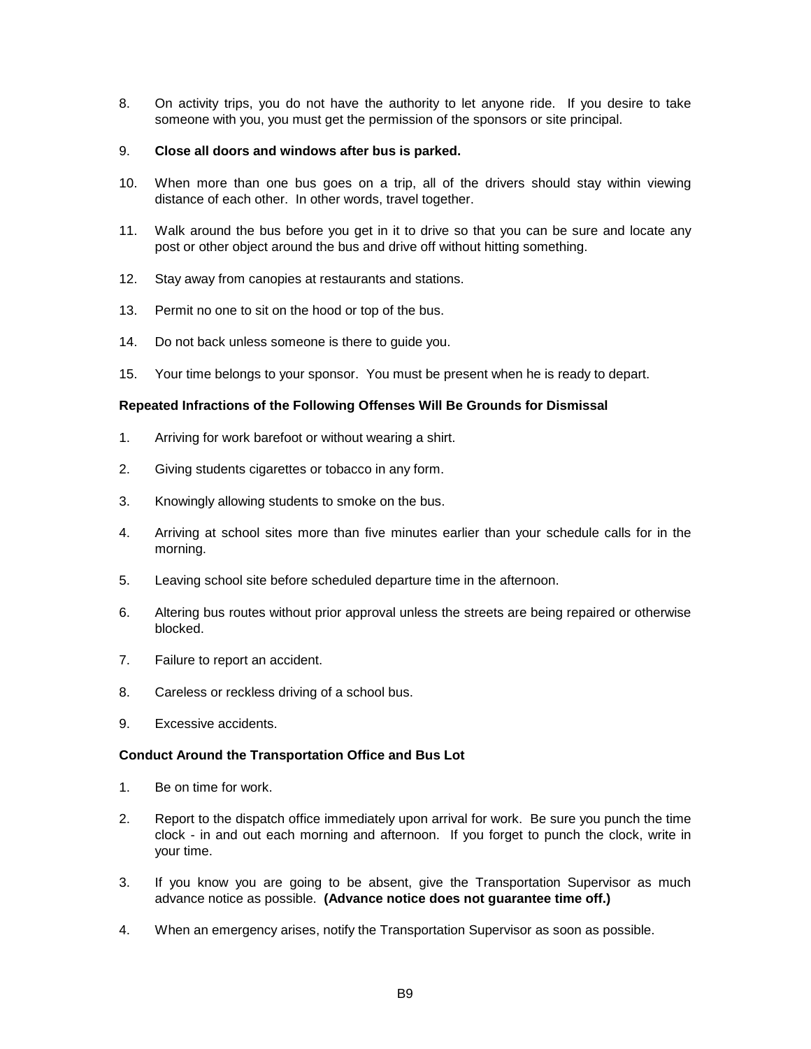8. On activity trips, you do not have the authority to let anyone ride. If you desire to take someone with you, you must get the permission of the sponsors or site principal.

9. **Close all doors and windows after bus is parked.**

10. When more than one bus goes on a trip, all of the drivers should stay within viewing distance of each other. In other words, travel together.

11. Walk around the bus before you get in it to drive so that you can be sure and locate any post or other object around the bus and drive off without hitting something.

12. Stay away from canopies at restaurants and stations.

13. Permit no one to sit on the hood or top of the bus.

14. Do not back unless someone is there to guide you.

15. Your time belongs to your sponsor. You must be present when he is ready to depart.

**Repeated Infractions of the Following Offenses Will Be Grounds for Dismissal**

1. Arriving for work barefoot or without wearing a shirt.

2. Giving students cigarettes or tobacco in any form.

3. Knowingly allowing students to smoke on the bus.

4. Arriving at school sites more than five minutes earlier than your schedule calls for in the morning.

5. Leaving school site before scheduled departure time in the afternoon.

6. Altering bus routes without prior approval unless the streets are being repaired or otherwise blocked.

7. Failure to report an accident.

8. Careless or reckless driving of a school bus.

9. Excessive accidents.

**Conduct Around the Transportation Office and Bus Lot**

1. Be on time for work.

2. Report to the dispatch office immediately upon arrival for work. Be sure you punch the time clock - in and out each morning and afternoon. If you forget to punch the clock, write in your time.

3. If you know you are going to be absent, give the Transportation Supervisor as much advance notice as possible. **(Advance notice does not guarantee time off.)**

4. When an emergency arises, notify the Transportation Supervisor as soon as possible.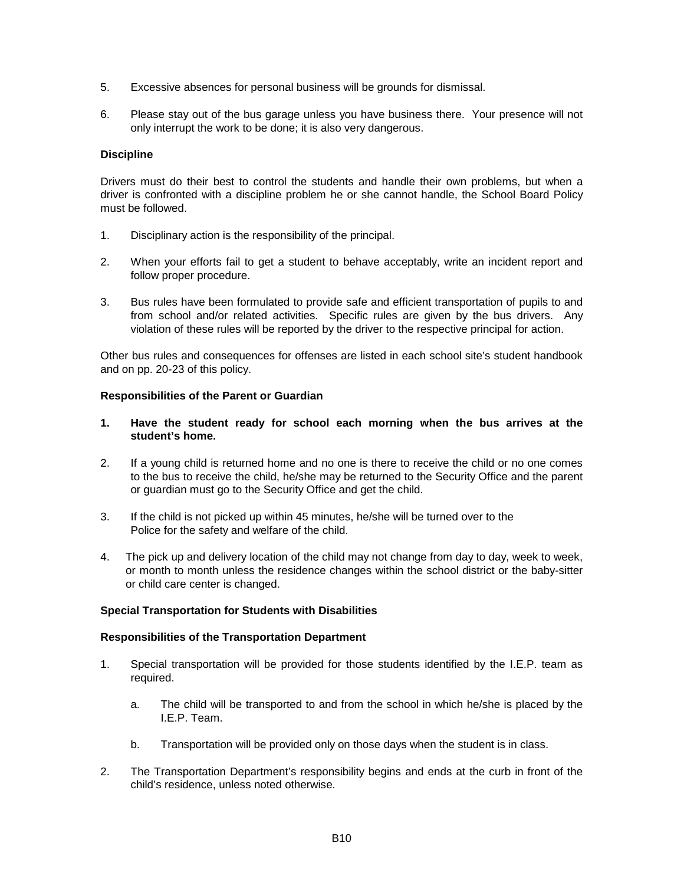5. Excessive absences for personal business will be grounds for dismissal.

6. Please stay out of the bus garage unless you have business there. Your presence will not only interrupt the work to be done; it is also very dangerous.

**Discipline**

Drivers must do their best to control the students and handle their own problems, but when a driver is confronted with a discipline problem he or she cannot handle, the School Board Policy must be followed.

1. Disciplinary action is the responsibility of the principal.

2. When your efforts fail to get a student to behave acceptably, write an incident report and follow proper procedure.

3. Bus rules have been formulated to provide safe and efficient transportation of pupils to and from school and/or related activities. Specific rules are given by the bus drivers. Any violation of these rules will be reported by the driver to the respective principal for action.

Other bus rules and consequences for offenses are listed in each school site's student handbook and on pp. 20-23 of this policy.

**Responsibilities of the Parent or Guardian**

1. **Have the student ready for school each morning when the bus arrives at the student's home.**

2. If a young child is returned home and no one is there to receive the child or no one comes to the bus to receive the child, he/she may be returned to the Security Office and the parent or guardian must go to the Security Office and get the child.

3. If the child is not picked up within 45 minutes, he/she will be turned over to the Police for the safety and welfare of the child.

4. The pick up and delivery location of the child may not change from day to day, week to week, or month to month unless the residence changes within the school district or the baby-sitter or child care center is changed.

**Special Transportation for Students with Disabilities**

**Responsibilities of the Transportation Department**

1. Special transportation will be provided for those students identified by the I.E.P. team as required.

    a. The child will be transported to and from the school in which he/she is placed by the I.E.P. Team.

    b. Transportation will be provided only on those days when the student is in class.

2. The Transportation Department's responsibility begins and ends at the curb in front of the child's residence, unless noted otherwise.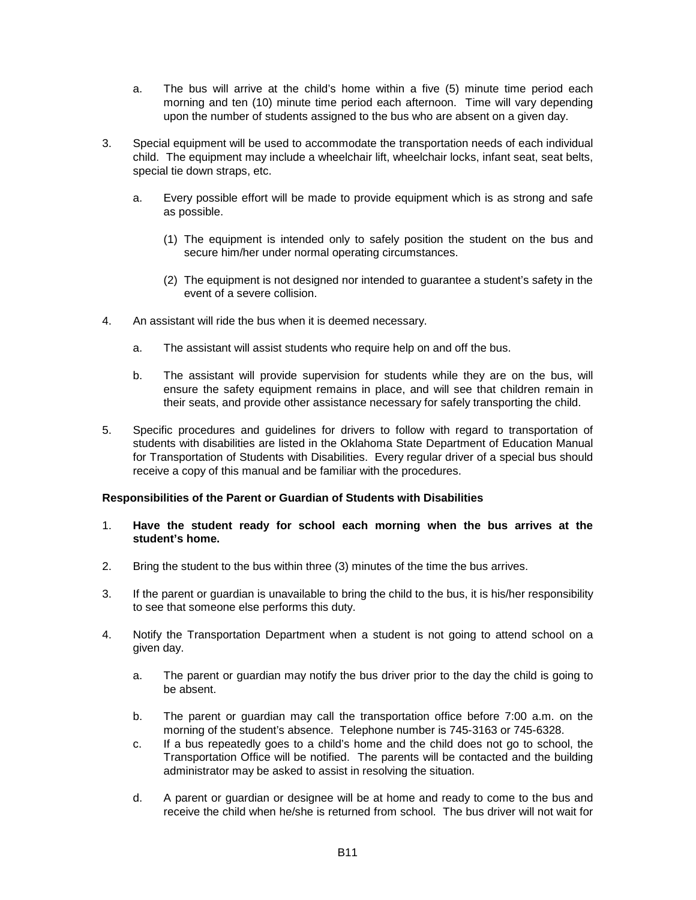a. The bus will arrive at the child's home within a five (5) minute time period each morning and ten (10) minute time period each afternoon. Time will vary depending upon the number of students assigned to the bus who are absent on a given day.

3. Special equipment will be used to accommodate the transportation needs of each individual child. The equipment may include a wheelchair lift, wheelchair locks, infant seat, seat belts, special tie down straps, etc.

   a. Every possible effort will be made to provide equipment which is as strong and safe as possible.

      (1) The equipment is intended only to safely position the student on the bus and secure him/her under normal operating circumstances.

      (2) The equipment is not designed nor intended to guarantee a student's safety in the event of a severe collision.

4. An assistant will ride the bus when it is deemed necessary.

   a. The assistant will assist students who require help on and off the bus.

   b. The assistant will provide supervision for students while they are on the bus, will ensure the safety equipment remains in place, and will see that children remain in their seats, and provide other assistance necessary for safely transporting the child.

5. Specific procedures and guidelines for drivers to follow with regard to transportation of students with disabilities are listed in the Oklahoma State Department of Education Manual for Transportation of Students with Disabilities. Every regular driver of a special bus should receive a copy of this manual and be familiar with the procedures.

**Responsibilities of the Parent or Guardian of Students with Disabilities**

1. **Have the student ready for school each morning when the bus arrives at the student's home.**

2. Bring the student to the bus within three (3) minutes of the time the bus arrives.

3. If the parent or guardian is unavailable to bring the child to the bus, it is his/her responsibility to see that someone else performs this duty.

4. Notify the Transportation Department when a student is not going to attend school on a given day.

   a. The parent or guardian may notify the bus driver prior to the day the child is going to be absent.

   b. The parent or guardian may call the transportation office before 7:00 a.m. on the morning of the student's absence. Telephone number is 745-3163 or 745-6328.

   c. If a bus repeatedly goes to a child's home and the child does not go to school, the Transportation Office will be notified. The parents will be contacted and the building administrator may be asked to assist in resolving the situation.

   d. A parent or guardian or designee will be at home and ready to come to the bus and receive the child when he/she is returned from school. The bus driver will not wait for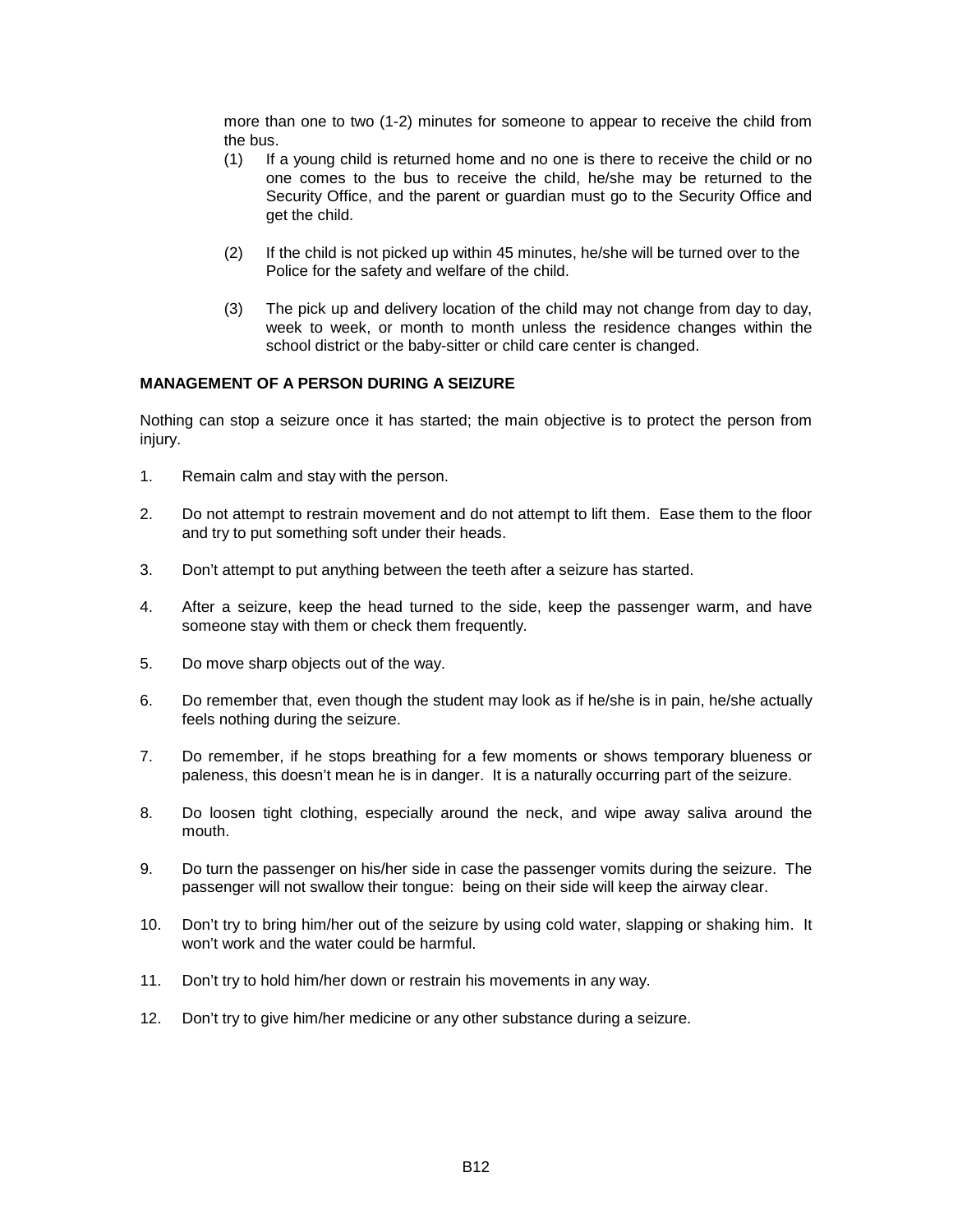more than one to two (1-2) minutes for someone to appear to receive the child from the bus.

(1) If a young child is returned home and no one is there to receive the child or no one comes to the bus to receive the child, he/she may be returned to the Security Office, and the parent or guardian must go to the Security Office and get the child.

(2) If the child is not picked up within 45 minutes, he/she will be turned over to the Police for the safety and welfare of the child.

(3) The pick up and delivery location of the child may not change from day to day, week to week, or month to month unless the residence changes within the school district or the baby-sitter or child care center is changed.

**MANAGEMENT OF A PERSON DURING A SEIZURE**

Nothing can stop a seizure once it has started; the main objective is to protect the person from injury.

1. Remain calm and stay with the person.

2. Do not attempt to restrain movement and do not attempt to lift them. Ease them to the floor and try to put something soft under their heads.

3. Don't attempt to put anything between the teeth after a seizure has started.

4. After a seizure, keep the head turned to the side, keep the passenger warm, and have someone stay with them or check them frequently.

5. Do move sharp objects out of the way.

6. Do remember that, even though the student may look as if he/she is in pain, he/she actually feels nothing during the seizure.

7. Do remember, if he stops breathing for a few moments or shows temporary blueness or paleness, this doesn't mean he is in danger. It is a naturally occurring part of the seizure.

8. Do loosen tight clothing, especially around the neck, and wipe away saliva around the mouth.

9. Do turn the passenger on his/her side in case the passenger vomits during the seizure. The passenger will not swallow their tongue: being on their side will keep the airway clear.

10. Don't try to bring him/her out of the seizure by using cold water, slapping or shaking him. It won't work and the water could be harmful.

11. Don't try to hold him/her down or restrain his movements in any way.

12. Don't try to give him/her medicine or any other substance during a seizure.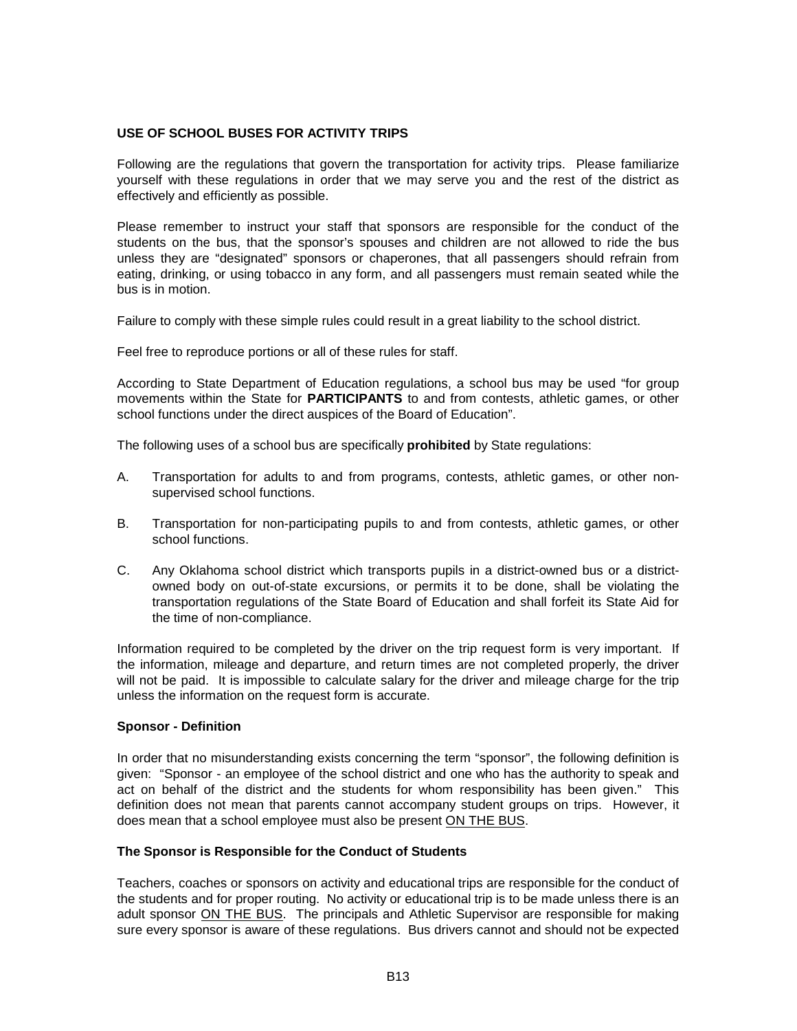## USE OF SCHOOL BUSES FOR ACTIVITY TRIPS

Following are the regulations that govern the transportation for activity trips. Please familiarize yourself with these regulations in order that we may serve you and the rest of the district as effectively and efficiently as possible.

Please remember to instruct your staff that sponsors are responsible for the conduct of the students on the bus, that the sponsor's spouses and children are not allowed to ride the bus unless they are "designated" sponsors or chaperones, that all passengers should refrain from eating, drinking, or using tobacco in any form, and all passengers must remain seated while the bus is in motion.

Failure to comply with these simple rules could result in a great liability to the school district.

Feel free to reproduce portions or all of these rules for staff.

According to State Department of Education regulations, a school bus may be used "for group movements within the State for **PARTICIPANTS** to and from contests, athletic games, or other school functions under the direct auspices of the Board of Education".

The following uses of a school bus are specifically **prohibited** by State regulations:

A. Transportation for adults to and from programs, contests, athletic games, or other non-supervised school functions.

B. Transportation for non-participating pupils to and from contests, athletic games, or other school functions.

C. Any Oklahoma school district which transports pupils in a district-owned bus or a district-owned body on out-of-state excursions, or permits it to be done, shall be violating the transportation regulations of the State Board of Education and shall forfeit its State Aid for the time of non-compliance.

Information required to be completed by the driver on the trip request form is very important. If the information, mileage and departure, and return times are not completed properly, the driver will not be paid. It is impossible to calculate salary for the driver and mileage charge for the trip unless the information on the request form is accurate.

### Sponsor - Definition

In order that no misunderstanding exists concerning the term "sponsor", the following definition is given: "Sponsor - an employee of the school district and one who has the authority to speak and act on behalf of the district and the students for whom responsibility has been given." This definition does not mean that parents cannot accompany student groups on trips. However, it does mean that a school employee must also be present <u>ON THE BUS</u>.

### The Sponsor is Responsible for the Conduct of Students

Teachers, coaches or sponsors on activity and educational trips are responsible for the conduct of the students and for proper routing. No activity or educational trip is to be made unless there is an adult sponsor <u>ON THE BUS</u>. The principals and Athletic Supervisor are responsible for making sure every sponsor is aware of these regulations. Bus drivers cannot and should not be expected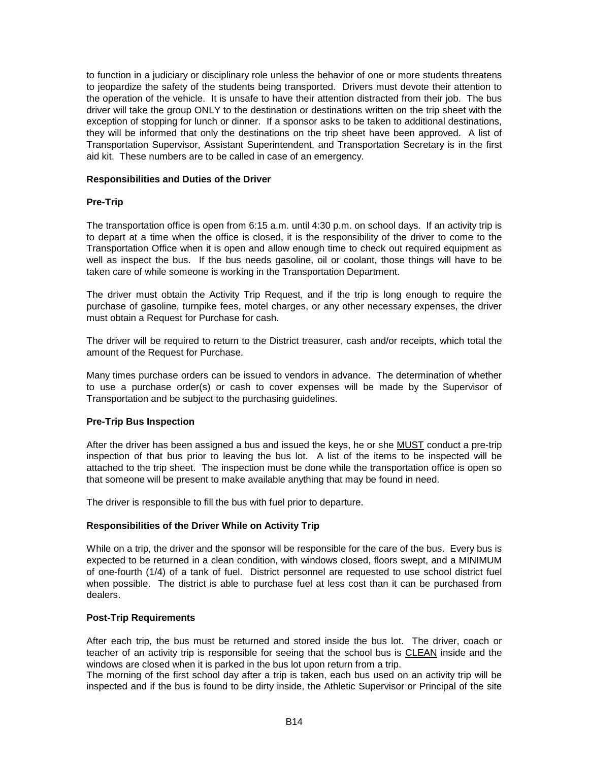to function in a judiciary or disciplinary role unless the behavior of one or more students threatens to jeopardize the safety of the students being transported. Drivers must devote their attention to the operation of the vehicle. It is unsafe to have their attention distracted from their job. The bus driver will take the group ONLY to the destination or destinations written on the trip sheet with the exception of stopping for lunch or dinner. If a sponsor asks to be taken to additional destinations, they will be informed that only the destinations on the trip sheet have been approved. A list of Transportation Supervisor, Assistant Superintendent, and Transportation Secretary is in the first aid kit. These numbers are to be called in case of an emergency.

**Responsibilities and Duties of the Driver**

**Pre-Trip**

The transportation office is open from 6:15 a.m. until 4:30 p.m. on school days. If an activity trip is to depart at a time when the office is closed, it is the responsibility of the driver to come to the Transportation Office when it is open and allow enough time to check out required equipment as well as inspect the bus. If the bus needs gasoline, oil or coolant, those things will have to be taken care of while someone is working in the Transportation Department.

The driver must obtain the Activity Trip Request, and if the trip is long enough to require the purchase of gasoline, turnpike fees, motel charges, or any other necessary expenses, the driver must obtain a Request for Purchase for cash.

The driver will be required to return to the District treasurer, cash and/or receipts, which total the amount of the Request for Purchase.

Many times purchase orders can be issued to vendors in advance. The determination of whether to use a purchase order(s) or cash to cover expenses will be made by the Supervisor of Transportation and be subject to the purchasing guidelines.

**Pre-Trip Bus Inspection**

After the driver has been assigned a bus and issued the keys, he or she MUST conduct a pre-trip inspection of that bus prior to leaving the bus lot. A list of the items to be inspected will be attached to the trip sheet. The inspection must be done while the transportation office is open so that someone will be present to make available anything that may be found in need.

The driver is responsible to fill the bus with fuel prior to departure.

**Responsibilities of the Driver While on Activity Trip**

While on a trip, the driver and the sponsor will be responsible for the care of the bus. Every bus is expected to be returned in a clean condition, with windows closed, floors swept, and a MINIMUM of one-fourth (1/4) of a tank of fuel. District personnel are requested to use school district fuel when possible. The district is able to purchase fuel at less cost than it can be purchased from dealers.

**Post-Trip Requirements**

After each trip, the bus must be returned and stored inside the bus lot. The driver, coach or teacher of an activity trip is responsible for seeing that the school bus is CLEAN inside and the windows are closed when it is parked in the bus lot upon return from a trip.
The morning of the first school day after a trip is taken, each bus used on an activity trip will be inspected and if the bus is found to be dirty inside, the Athletic Supervisor or Principal of the site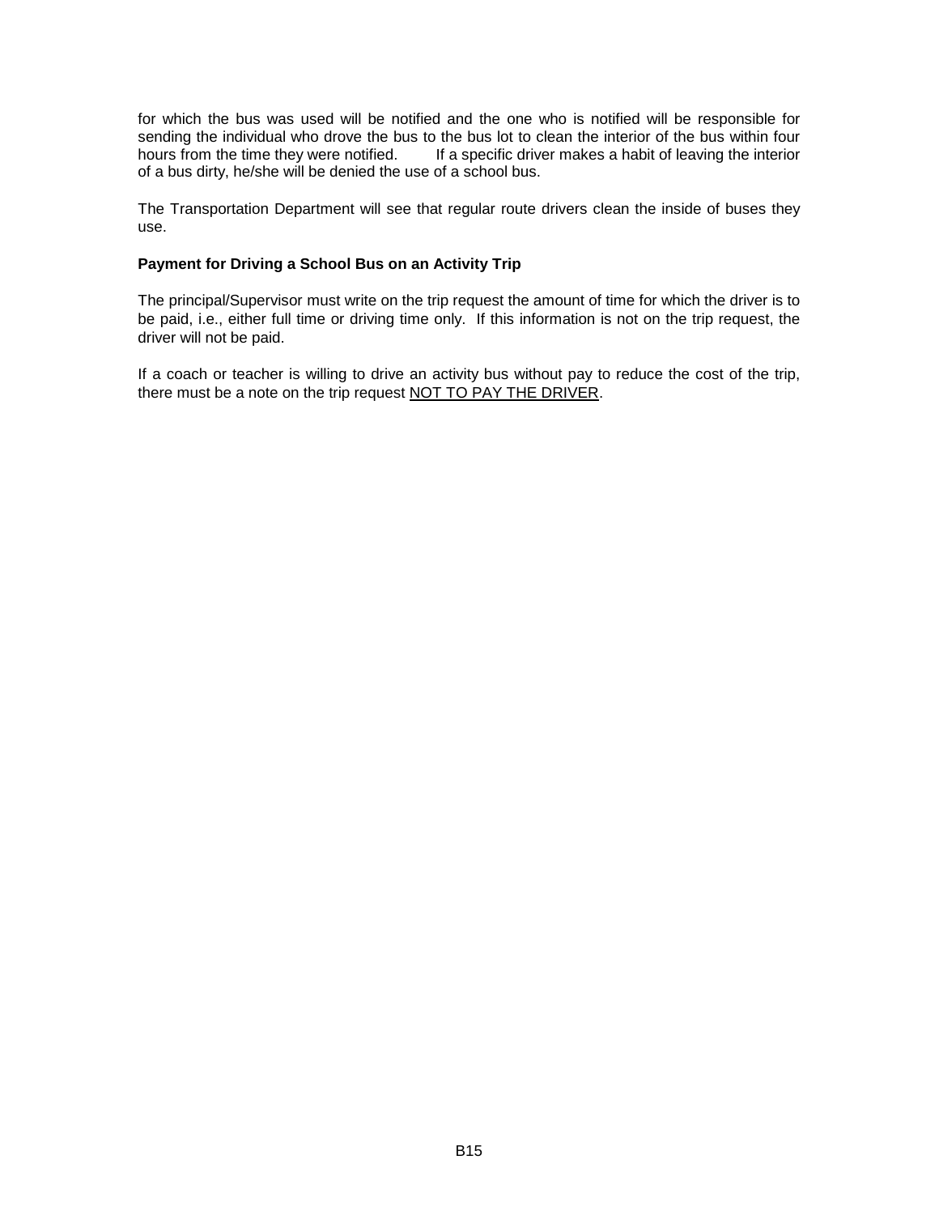for which the bus was used will be notified and the one who is notified will be responsible for sending the individual who drove the bus to the bus lot to clean the interior of the bus within four hours from the time they were notified. If a specific driver makes a habit of leaving the interior of a bus dirty, he/she will be denied the use of a school bus.

The Transportation Department will see that regular route drivers clean the inside of buses they use.

**Payment for Driving a School Bus on an Activity Trip**

The principal/Supervisor must write on the trip request the amount of time for which the driver is to be paid, i.e., either full time or driving time only. If this information is not on the trip request, the driver will not be paid.

If a coach or teacher is willing to drive an activity bus without pay to reduce the cost of the trip, there must be a note on the trip request <u>NOT TO PAY THE DRIVER</u>.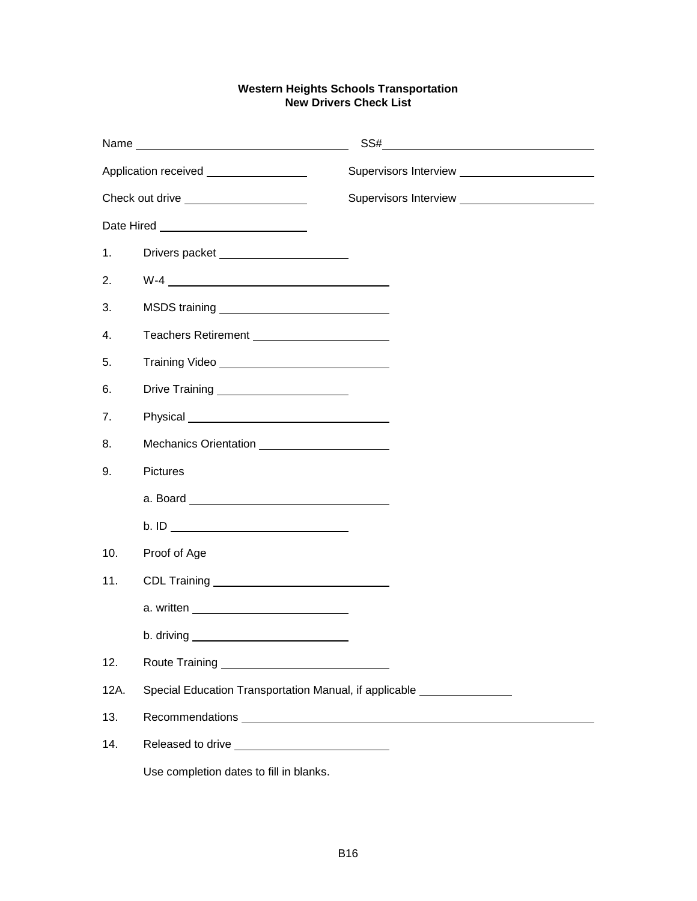**Western Heights Schools Transportation**
**New Drivers Check List**

Name ______________________________ SS#______________________________

Application received ______________ Supervisors Interview ____________________

Check out drive _________________ Supervisors Interview ____________________

Date Hired ______________________

1. Drivers packet __________________
2. W-4 ______________________________
3. MSDS training ______________________
4. Teachers Retirement ___________________
5. Training Video _______________________
6. Drive Training __________________
7. Physical ____________________________
8. Mechanics Orientation __________________
9. Pictures
   a. Board ____________________________
   b. ID ___________________________
10. Proof of Age
11. CDL Training _________________________
    a. written ______________________
    b. driving _______________________
12. Route Training _______________________

12A. Special Education Transportation Manual, if applicable _____________

13. Recommendations ______________________________________________________
14. Released to drive ______________________

Use completion dates to fill in blanks.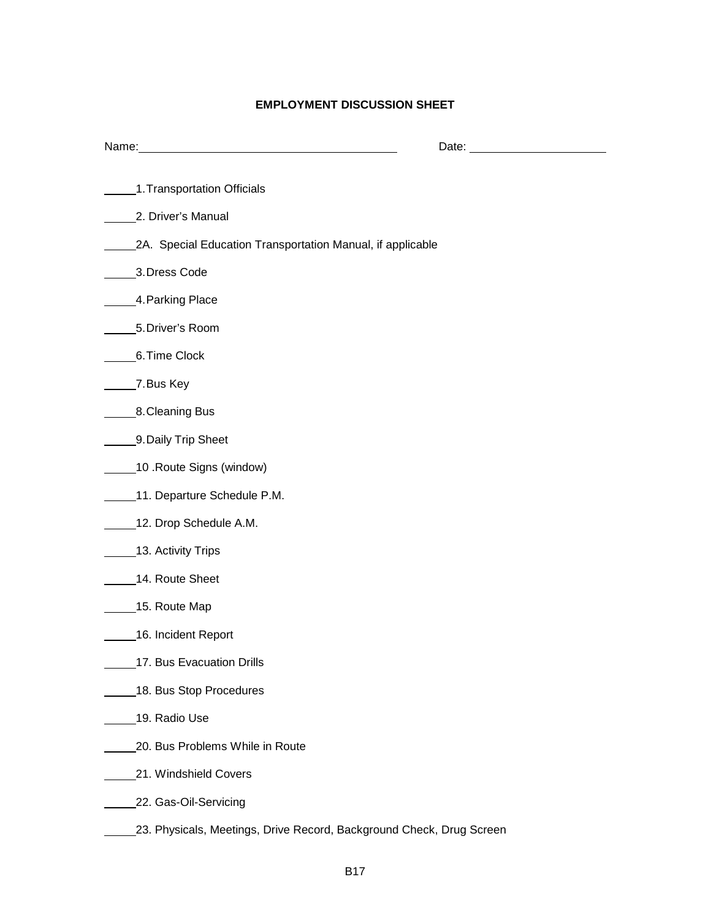**EMPLOYMENT DISCUSSION SHEET**

Name:________________________________________ Date: ____________________

_____1.Transportation Officials

_____2. Driver's Manual

_____2A. Special Education Transportation Manual, if applicable

_____3.Dress Code

_____4.Parking Place

_____5.Driver's Room

_____6.Time Clock

_____7.Bus Key

_____8.Cleaning Bus

_____9.Daily Trip Sheet

_____10 .Route Signs (window)

_____11. Departure Schedule P.M.

_____12. Drop Schedule A.M.

_____13. Activity Trips

_____14. Route Sheet

_____15. Route Map

_____16. Incident Report

_____17. Bus Evacuation Drills

_____18. Bus Stop Procedures

_____19. Radio Use

_____20. Bus Problems While in Route

_____21. Windshield Covers

_____22. Gas-Oil-Servicing

_____23. Physicals, Meetings, Drive Record, Background Check, Drug Screen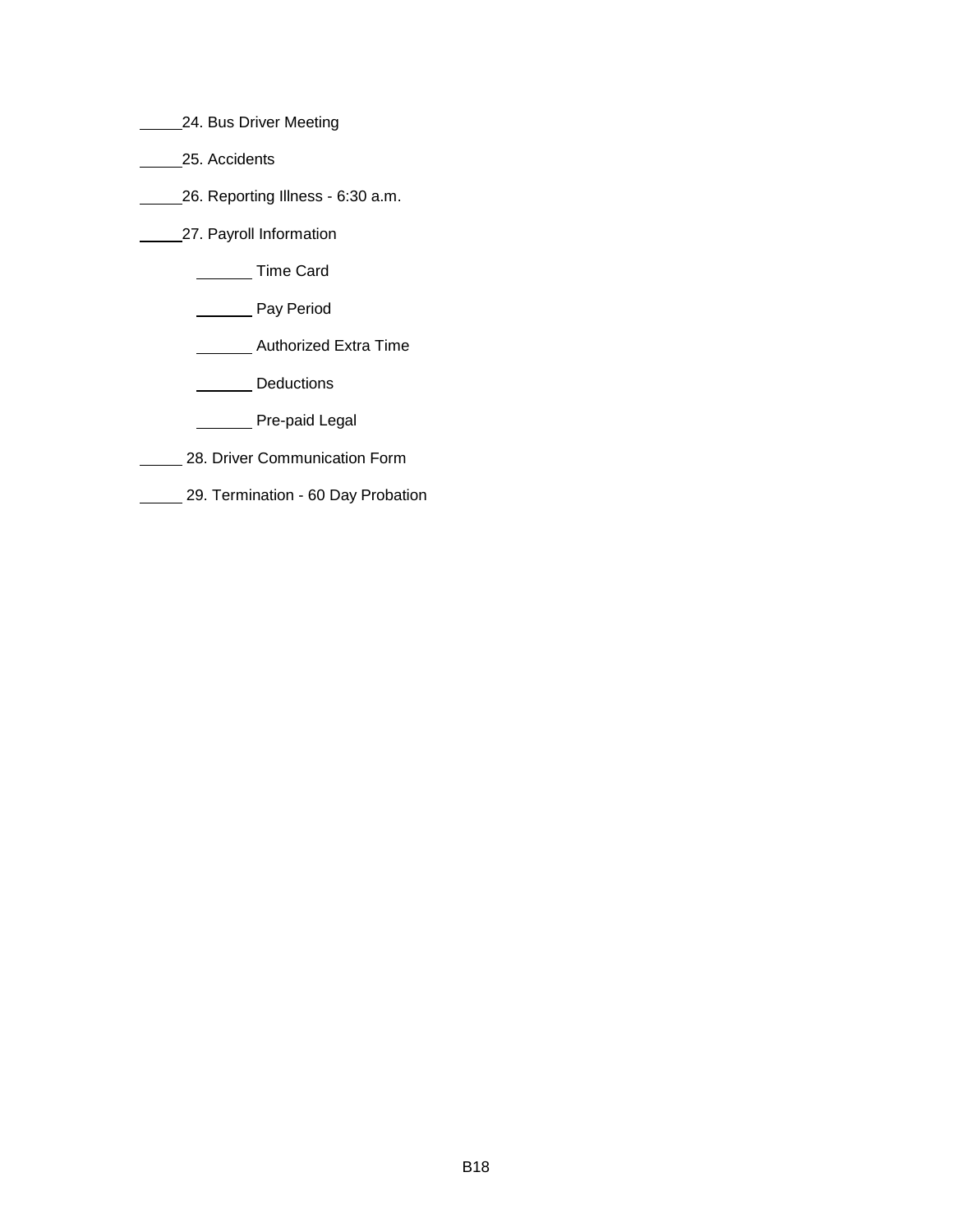_____24. Bus Driver Meeting

_____25. Accidents

_____26. Reporting Illness - 6:30 a.m.

_____27. Payroll Information

    _______ Time Card

    _______ Pay Period

    _______ Authorized Extra Time

    _______ Deductions

    _______ Pre-paid Legal

_____ 28. Driver Communication Form

_____ 29. Termination - 60 Day Probation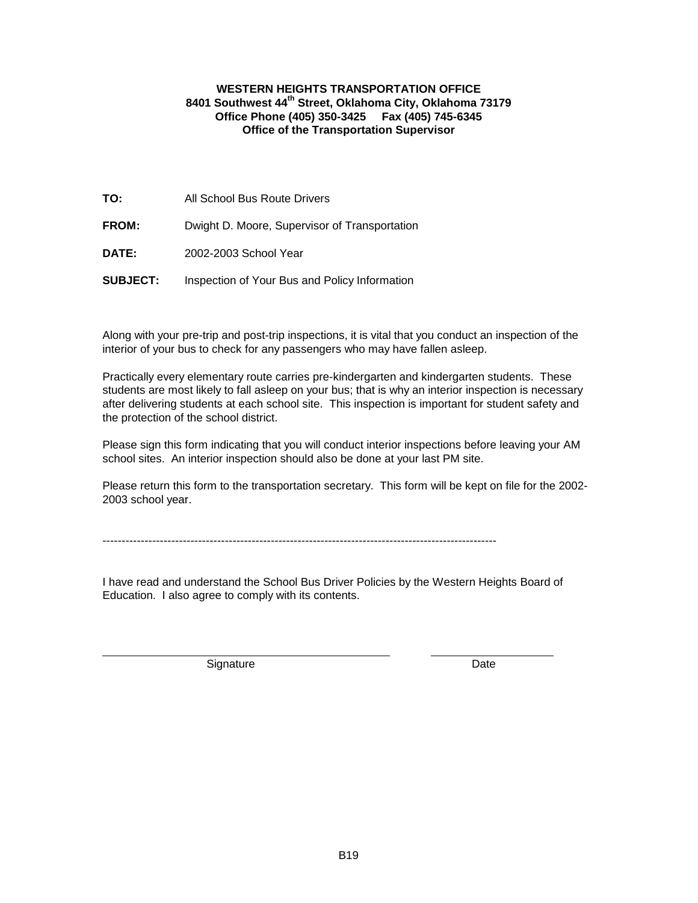**WESTERN HEIGHTS TRANSPORTATION OFFICE**
**8401 Southwest 44th Street, Oklahoma City, Oklahoma 73179**
**Office Phone (405) 350-3425 Fax (405) 745-6345**
**Office of the Transportation Supervisor**

**TO:** All School Bus Route Drivers

**FROM:** Dwight D. Moore, Supervisor of Transportation

**DATE:** 2002-2003 School Year

**SUBJECT:** Inspection of Your Bus and Policy Information

Along with your pre-trip and post-trip inspections, it is vital that you conduct an inspection of the interior of your bus to check for any passengers who may have fallen asleep.

Practically every elementary route carries pre-kindergarten and kindergarten students. These students are most likely to fall asleep on your bus; that is why an interior inspection is necessary after delivering students at each school site. This inspection is important for student safety and the protection of the school district.

Please sign this form indicating that you will conduct interior inspections before leaving your AM school sites. An interior inspection should also be done at your last PM site.

Please return this form to the transportation secretary. This form will be kept on file for the 2002-2003 school year.

------------------------------------------------------------------------------------------------------

I have read and understand the School Bus Driver Policies by the Western Heights Board of Education. I also agree to comply with its contents.

\_\_\_\_\_\_\_\_\_\_\_\_\_\_\_\_\_\_\_\_\_\_\_\_\_\_\_\_\_\_\_\_\_\_\_\_\_\_\_ \_\_\_\_\_\_\_\_\_\_\_\_\_\_\_\_\_\_

Signature Date